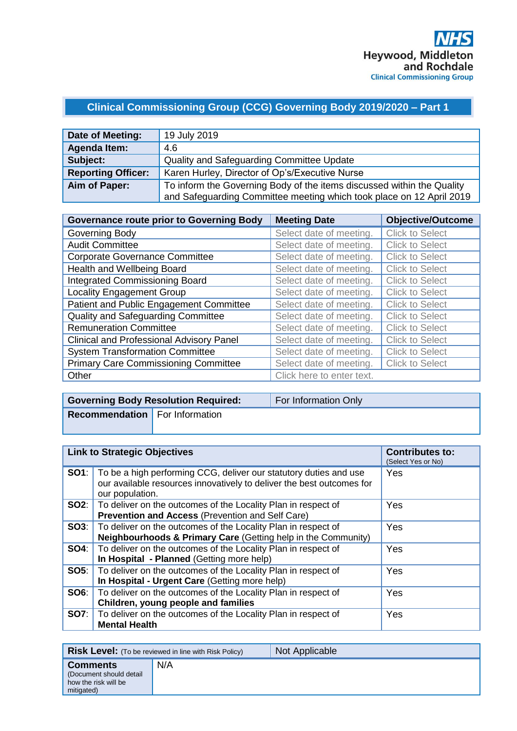NHS
Heywood, Middleton and Rochdale
Clinical Commissioning Group

# Clinical Commissioning Group (CCG) Governing Body 2019/2020 – Part 1

| | |
|---|---|
| **Date of Meeting:** | 19 July 2019 |
| **Agenda Item:** | 4.6 |
| **Subject:** | Quality and Safeguarding Committee Update |
| **Reporting Officer:** | Karen Hurley, Director of Op's/Executive Nurse |
| **Aim of Paper:** | To inform the Governing Body of the items discussed within the Quality and Safeguarding Committee meeting which took place on 12 April 2019 |

| Governance route prior to Governing Body | Meeting Date | Objective/Outcome |
|---|---|---|
| Governing Body | Select date of meeting. | Click to Select |
| Audit Committee | Select date of meeting. | Click to Select |
| Corporate Governance Committee | Select date of meeting. | Click to Select |
| Health and Wellbeing Board | Select date of meeting. | Click to Select |
| Integrated Commissioning Board | Select date of meeting. | Click to Select |
| Locality Engagement Group | Select date of meeting. | Click to Select |
| Patient and Public Engagement Committee | Select date of meeting. | Click to Select |
| Quality and Safeguarding Committee | Select date of meeting. | Click to Select |
| Remuneration Committee | Select date of meeting. | Click to Select |
| Clinical and Professional Advisory Panel | Select date of meeting. | Click to Select |
| System Transformation Committee | Select date of meeting. | Click to Select |
| Primary Care Commissioning Committee | Select date of meeting. | Click to Select |
| Other | Click here to enter text. | |

| | |
|---|---|
| **Governing Body Resolution Required:** | For Information Only |
| **Recommendation** | For Information |

| Link to Strategic Objectives | | Contributes to: (Select Yes or No) |
|---|---|---|
| **SO1**: | To be a high performing CCG, deliver our statutory duties and use our available resources innovatively to deliver the best outcomes for our population. | Yes |
| **SO2**: | To deliver on the outcomes of the Locality Plan in respect of **Prevention and Access** (Prevention and Self Care) | Yes |
| **SO3**: | To deliver on the outcomes of the Locality Plan in respect of **Neighbourhoods & Primary Care** (Getting help in the Community) | Yes |
| **SO4**: | To deliver on the outcomes of the Locality Plan in respect of **In Hospital - Planned** (Getting more help) | Yes |
| **SO5**: | To deliver on the outcomes of the Locality Plan in respect of **In Hospital - Urgent Care** (Getting more help) | Yes |
| **SO6**: | To deliver on the outcomes of the Locality Plan in respect of **Children, young people and families** | Yes |
| **SO7**: | To deliver on the outcomes of the Locality Plan in respect of **Mental Health** | Yes |

| | |
|---|---|
| **Risk Level:** (To be reviewed in line with Risk Policy) | Not Applicable |
| **Comments** (Document should detail how the risk will be mitigated) | N/A |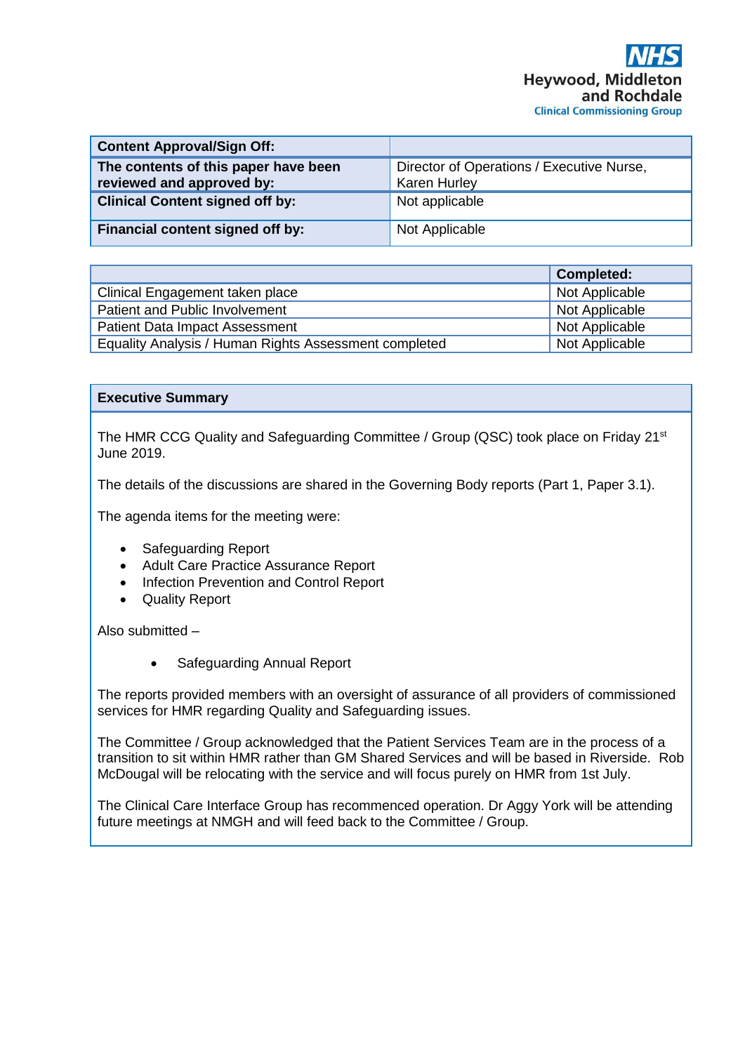Heywood, Middleton and Rochdale Clinical Commissioning Group

| Content Approval/Sign Off: | |
|---|---|
| **The contents of this paper have been reviewed and approved by:** | Director of Operations / Executive Nurse, Karen Hurley |
| **Clinical Content signed off by:** | Not applicable |
| **Financial content signed off by:** | Not Applicable |

| | Completed: |
|---|---|
| Clinical Engagement taken place | Not Applicable |
| Patient and Public Involvement | Not Applicable |
| Patient Data Impact Assessment | Not Applicable |
| Equality Analysis / Human Rights Assessment completed | Not Applicable |

**Executive Summary**

The HMR CCG Quality and Safeguarding Committee / Group (QSC) took place on Friday 21st June 2019.

The details of the discussions are shared in the Governing Body reports (Part 1, Paper 3.1).

The agenda items for the meeting were:

- Safeguarding Report
- Adult Care Practice Assurance Report
- Infection Prevention and Control Report
- Quality Report

Also submitted –

- Safeguarding Annual Report

The reports provided members with an oversight of assurance of all providers of commissioned services for HMR regarding Quality and Safeguarding issues.

The Committee / Group acknowledged that the Patient Services Team are in the process of a transition to sit within HMR rather than GM Shared Services and will be based in Riverside. Rob McDougal will be relocating with the service and will focus purely on HMR from 1st July.

The Clinical Care Interface Group has recommenced operation. Dr Aggy York will be attending future meetings at NMGH and will feed back to the Committee / Group.